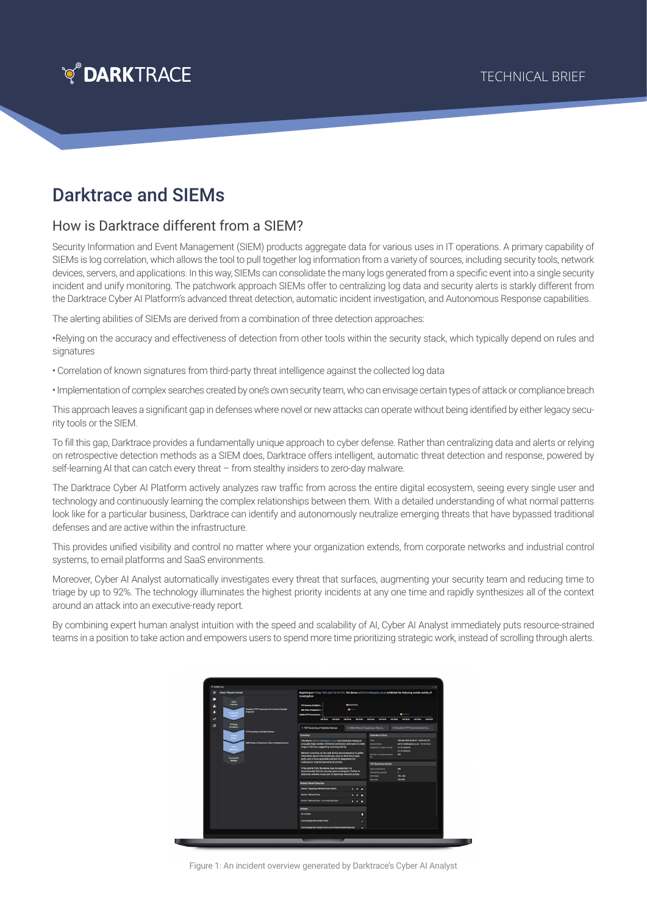# Darktrace and SIEMs

## How is Darktrace different from a SIEM?

Security Information and Event Management (SIEM) products aggregate data for various uses in IT operations. A primary capability of SIEMs is log correlation, which allows the tool to pull together log information from a variety of sources, including security tools, network devices, servers, and applications. In this way, SIEMs can consolidate the many logs generated from a specific event into a single security incident and unify monitoring. The patchwork approach SIEMs offer to centralizing log data and security alerts is starkly different from the Darktrace Cyber AI Platform's advanced threat detection, automatic incident investigation, and Autonomous Response capabilities.

The alerting abilities of SIEMs are derived from a combination of three detection approaches:

•Relying on the accuracy and effectiveness of detection from other tools within the security stack, which typically depend on rules and signatures

• Correlation of known signatures from third-party threat intelligence against the collected log data

• Implementation of complex searches created by one's own security team, who can envisage certain types of attack or compliance breach

This approach leaves a significant gap in defenses where novel or new attacks can operate without being identified by either legacy security tools or the SIEM.

To fill this gap, Darktrace provides a fundamentally unique approach to cyber defense. Rather than centralizing data and alerts or relying on retrospective detection methods as a SIEM does, Darktrace offers intelligent, automatic threat detection and response, powered by self-learning AI that can catch every threat – from stealthy insiders to zero-day malware.

The Darktrace Cyber AI Platform actively analyzes raw traffic from across the entire digital ecosystem, seeing every single user and technology and continuously learning the complex relationships between them. With a detailed understanding of what normal patterns look like for a particular business, Darktrace can identify and autonomously neutralize emerging threats that have bypassed traditional defenses and are active within the infrastructure.

This provides unified visibility and control no matter where your organization extends, from corporate networks and industrial control systems, to email platforms and SaaS environments.

Moreover, Cyber AI Analyst automatically investigates every threat that surfaces, augmenting your security team and reducing time to triage by up to 92%. The technology illuminates the highest priority incidents at any one time and rapidly synthesizes all of the context around an attack into an executive-ready report.

By combining expert human analyst intuition with the speed and scalability of AI, Cyber AI Analyst immediately puts resource-strained teams in a position to take action and empowers users to spend more time prioritizing strategic work, instead of scrolling through alerts.

Figure 1: An incident overview generated by Darktrace's Cyber AI Analyst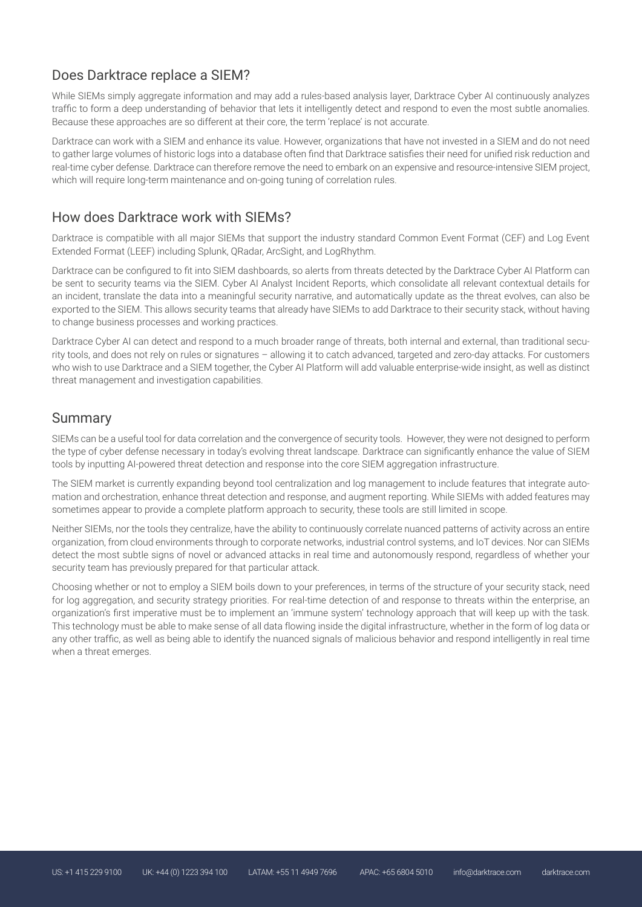## Does Darktrace replace a SIEM?

While SIEMs simply aggregate information and may add a rules-based analysis layer, Darktrace Cyber AI continuously analyzes traffic to form a deep understanding of behavior that lets it intelligently detect and respond to even the most subtle anomalies. Because these approaches are so different at their core, the term 'replace' is not accurate.

Darktrace can work with a SIEM and enhance its value. However, organizations that have not invested in a SIEM and do not need to gather large volumes of historic logs into a database often find that Darktrace satisfies their need for unified risk reduction and real-time cyber defense. Darktrace can therefore remove the need to embark on an expensive and resource-intensive SIEM project, which will require long-term maintenance and on-going tuning of correlation rules.

## How does Darktrace work with SIEMs?

Darktrace is compatible with all major SIEMs that support the industry standard Common Event Format (CEF) and Log Event Extended Format (LEEF) including Splunk, QRadar, ArcSight, and LogRhythm.

Darktrace can be configured to fit into SIEM dashboards, so alerts from threats detected by the Darktrace Cyber AI Platform can be sent to security teams via the SIEM. Cyber AI Analyst Incident Reports, which consolidate all relevant contextual details for an incident, translate the data into a meaningful security narrative, and automatically update as the threat evolves, can also be exported to the SIEM. This allows security teams that already have SIEMs to add Darktrace to their security stack, without having to change business processes and working practices.

Darktrace Cyber AI can detect and respond to a much broader range of threats, both internal and external, than traditional security tools, and does not rely on rules or signatures – allowing it to catch advanced, targeted and zero-day attacks. For customers who wish to use Darktrace and a SIEM together, the Cyber AI Platform will add valuable enterprise-wide insight, as well as distinct threat management and investigation capabilities.

## Summary

SIEMs can be a useful tool for data correlation and the convergence of security tools. However, they were not designed to perform the type of cyber defense necessary in today's evolving threat landscape. Darktrace can significantly enhance the value of SIEM tools by inputting AI-powered threat detection and response into the core SIEM aggregation infrastructure.

The SIEM market is currently expanding beyond tool centralization and log management to include features that integrate automation and orchestration, enhance threat detection and response, and augment reporting. While SIEMs with added features may sometimes appear to provide a complete platform approach to security, these tools are still limited in scope.

Neither SIEMs, nor the tools they centralize, have the ability to continuously correlate nuanced patterns of activity across an entire organization, from cloud environments through to corporate networks, industrial control systems, and IoT devices. Nor can SIEMs detect the most subtle signs of novel or advanced attacks in real time and autonomously respond, regardless of whether your security team has previously prepared for that particular attack.

Choosing whether or not to employ a SIEM boils down to your preferences, in terms of the structure of your security stack, need for log aggregation, and security strategy priorities. For real-time detection of and response to threats within the enterprise, an organization's first imperative must be to implement an 'immune system' technology approach that will keep up with the task. This technology must be able to make sense of all data flowing inside the digital infrastructure, whether in the form of log data or any other traffic, as well as being able to identify the nuanced signals of malicious behavior and respond intelligently in real time when a threat emerges.

US: +1 415 229 9100 UK: +44 (0) 1223 394 100 LATAM: +55 11 4949 7696 APAC: +65 6804 5010 info@darktrace.com darktrace.com